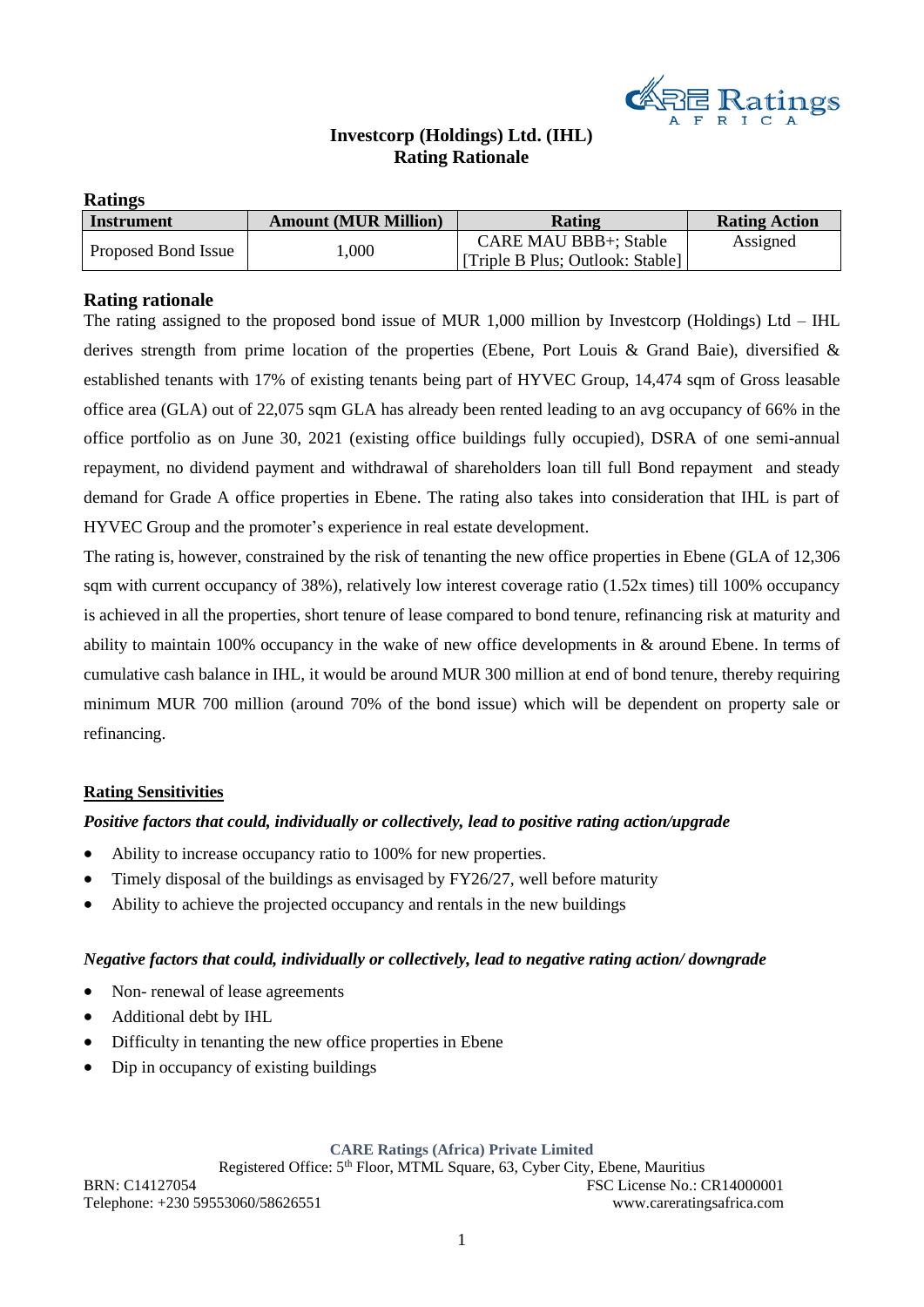# Investcorp (Holdings) Ltd. (IHL)
## Rating Rationale

**Ratings**

| Instrument | Amount (MUR Million) | Rating | Rating Action |
|---|---|---|---|
| Proposed Bond Issue | 1,000 | CARE MAU BBB+; Stable [Triple B Plus; Outlook: Stable] | Assigned |

## Rating rationale

The rating assigned to the proposed bond issue of MUR 1,000 million by Investcorp (Holdings) Ltd – IHL derives strength from prime location of the properties (Ebene, Port Louis & Grand Baie), diversified & established tenants with 17% of existing tenants being part of HYVEC Group, 14,474 sqm of Gross leasable office area (GLA) out of 22,075 sqm GLA has already been rented leading to an avg occupancy of 66% in the office portfolio as on June 30, 2021 (existing office buildings fully occupied), DSRA of one semi-annual repayment, no dividend payment and withdrawal of shareholders loan till full Bond repayment and steady demand for Grade A office properties in Ebene. The rating also takes into consideration that IHL is part of HYVEC Group and the promoter's experience in real estate development.

The rating is, however, constrained by the risk of tenanting the new office properties in Ebene (GLA of 12,306 sqm with current occupancy of 38%), relatively low interest coverage ratio (1.52x times) till 100% occupancy is achieved in all the properties, short tenure of lease compared to bond tenure, refinancing risk at maturity and ability to maintain 100% occupancy in the wake of new office developments in & around Ebene. In terms of cumulative cash balance in IHL, it would be around MUR 300 million at end of bond tenure, thereby requiring minimum MUR 700 million (around 70% of the bond issue) which will be dependent on property sale or refinancing.

### Rating Sensitivities

***Positive factors that could, individually or collectively, lead to positive rating action/upgrade***

- Ability to increase occupancy ratio to 100% for new properties.
- Timely disposal of the buildings as envisaged by FY26/27, well before maturity
- Ability to achieve the projected occupancy and rentals in the new buildings

***Negative factors that could, individually or collectively, lead to negative rating action/ downgrade***

- Non- renewal of lease agreements
- Additional debt by IHL
- Difficulty in tenanting the new office properties in Ebene
- Dip in occupancy of existing buildings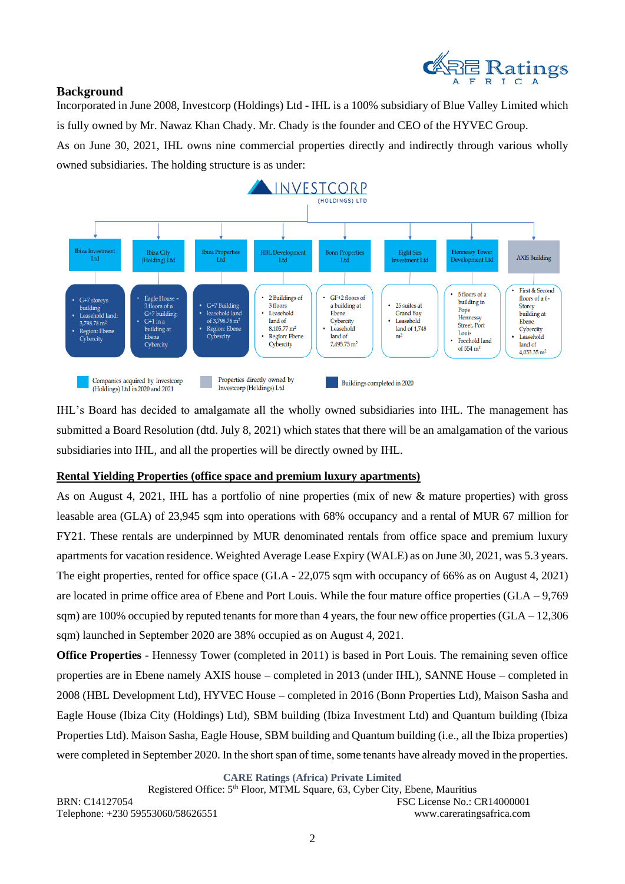## Background

Incorporated in June 2008, Investcorp (Holdings) Ltd - IHL is a 100% subsidiary of Blue Valley Limited which is fully owned by Mr. Nawaz Khan Chady. Mr. Chady is the founder and CEO of the HYVEC Group.

As on June 30, 2021, IHL owns nine commercial properties directly and indirectly through various wholly owned subsidiaries. The holding structure is as under:

INVESTCORP (HOLDINGS) LTD

| Ibiza Investment Ltd | Ibiza City (Holding) Ltd | Ibiza Properties Ltd | HBL Development Ltd | Bonn Properties Ltd | Eight Sirs Investment Ltd | Hennessy Tower Development Ltd | AXIS Building |
|---|---|---|---|---|---|---|---|
| • G+7 storeys building • Leasehold land: 3,798.78 m² • Region: Ebene Cybercity | • Eagle House - 3 floors of a G+7 building • G+1 in a building at Ebene Cybercity | • G+7 Building • leasehold land of 3,798.78 m² • Region: Ebene Cybercity | • 2 Buildings of 3 floors • Leasehold land of 8,105.77 m² • Region: Ebene Cybercity | • GF+2 floors of a building at Ebene Cybercity • Leasehold land of 7,495.75 m² | • 25 suites at Grand Bay • Leasehold land of 1,748 m² | • 5 floors of a building in Pope Hennessy Street, Port Louis • Freehold land of 554 m² | • First & Second floors of a 6-Storey building at Ebene Cybercity • Leasehold land of 4,053.35 m² |

Companies acquired by Investcorp (Holdings) Ltd in 2020 and 2021 | Properties directly owned by Investcorp (Holdings) Ltd | Buildings completed in 2020

IHL's Board has decided to amalgamate all the wholly owned subsidiaries into IHL. The management has submitted a Board Resolution (dtd. July 8, 2021) which states that there will be an amalgamation of the various subsidiaries into IHL, and all the properties will be directly owned by IHL.

**Rental Yielding Properties (office space and premium luxury apartments)**

As on August 4, 2021, IHL has a portfolio of nine properties (mix of new & mature properties) with gross leasable area (GLA) of 23,945 sqm into operations with 68% occupancy and a rental of MUR 67 million for FY21. These rentals are underpinned by MUR denominated rentals from office space and premium luxury apartments for vacation residence. Weighted Average Lease Expiry (WALE) as on June 30, 2021, was 5.3 years. The eight properties, rented for office space (GLA - 22,075 sqm with occupancy of 66% as on August 4, 2021) are located in prime office area of Ebene and Port Louis. While the four mature office properties (GLA – 9,769 sqm) are 100% occupied by reputed tenants for more than 4 years, the four new office properties (GLA – 12,306 sqm) launched in September 2020 are 38% occupied as on August 4, 2021.

**Office Properties** - Hennessy Tower (completed in 2011) is based in Port Louis. The remaining seven office properties are in Ebene namely AXIS house – completed in 2013 (under IHL), SANNE House – completed in 2008 (HBL Development Ltd), HYVEC House – completed in 2016 (Bonn Properties Ltd), Maison Sasha and Eagle House (Ibiza City (Holdings) Ltd), SBM building (Ibiza Investment Ltd) and Quantum building (Ibiza Properties Ltd). Maison Sasha, Eagle House, SBM building and Quantum building (i.e., all the Ibiza properties) were completed in September 2020. In the short span of time, some tenants have already moved in the properties.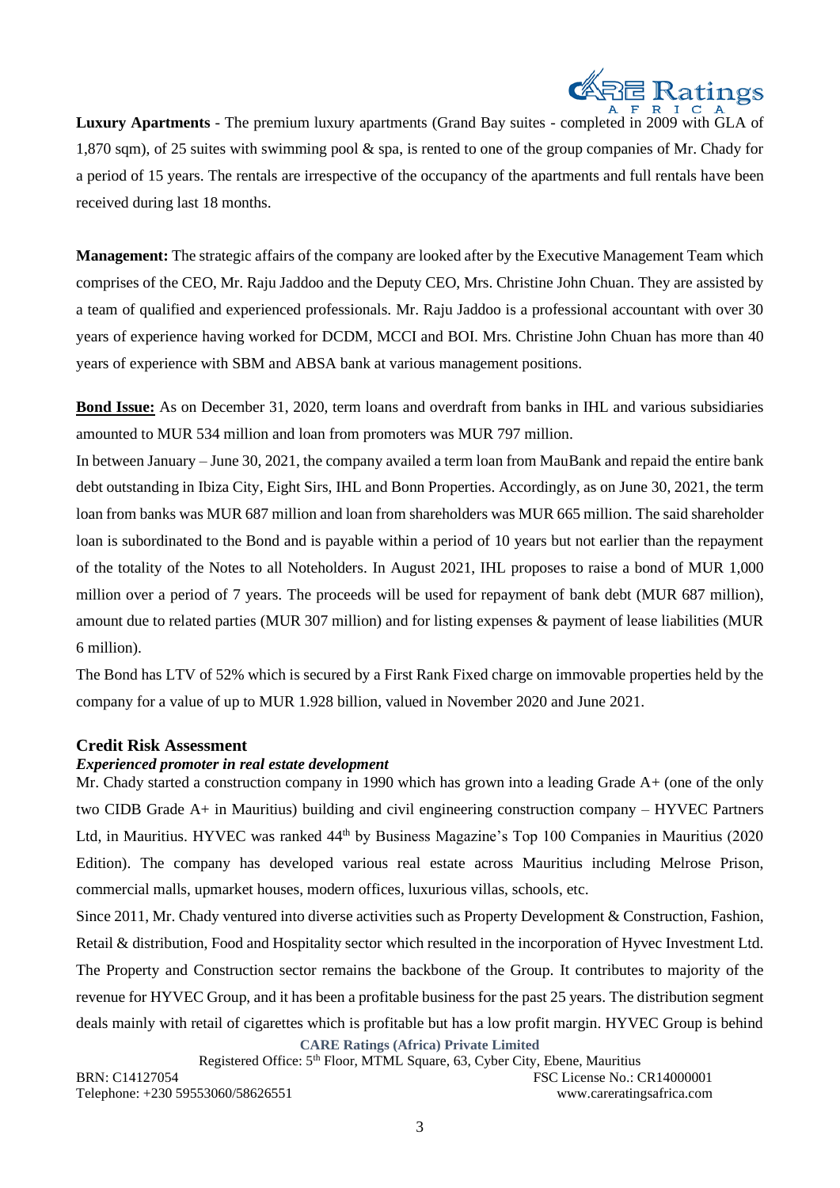**Luxury Apartments** - The premium luxury apartments (Grand Bay suites - completed in 2009 with GLA of 1,870 sqm), of 25 suites with swimming pool & spa, is rented to one of the group companies of Mr. Chady for a period of 15 years. The rentals are irrespective of the occupancy of the apartments and full rentals have been received during last 18 months.

**Management:** The strategic affairs of the company are looked after by the Executive Management Team which comprises of the CEO, Mr. Raju Jaddoo and the Deputy CEO, Mrs. Christine John Chuan. They are assisted by a team of qualified and experienced professionals. Mr. Raju Jaddoo is a professional accountant with over 30 years of experience having worked for DCDM, MCCI and BOI. Mrs. Christine John Chuan has more than 40 years of experience with SBM and ABSA bank at various management positions.

**Bond Issue:** As on December 31, 2020, term loans and overdraft from banks in IHL and various subsidiaries amounted to MUR 534 million and loan from promoters was MUR 797 million.

In between January – June 30, 2021, the company availed a term loan from MauBank and repaid the entire bank debt outstanding in Ibiza City, Eight Sirs, IHL and Bonn Properties. Accordingly, as on June 30, 2021, the term loan from banks was MUR 687 million and loan from shareholders was MUR 665 million. The said shareholder loan is subordinated to the Bond and is payable within a period of 10 years but not earlier than the repayment of the totality of the Notes to all Noteholders. In August 2021, IHL proposes to raise a bond of MUR 1,000 million over a period of 7 years. The proceeds will be used for repayment of bank debt (MUR 687 million), amount due to related parties (MUR 307 million) and for listing expenses & payment of lease liabilities (MUR 6 million).

The Bond has LTV of 52% which is secured by a First Rank Fixed charge on immovable properties held by the company for a value of up to MUR 1.928 billion, valued in November 2020 and June 2021.

## Credit Risk Assessment

### *Experienced promoter in real estate development*

Mr. Chady started a construction company in 1990 which has grown into a leading Grade A+ (one of the only two CIDB Grade A+ in Mauritius) building and civil engineering construction company – HYVEC Partners Ltd, in Mauritius. HYVEC was ranked 44th by Business Magazine's Top 100 Companies in Mauritius (2020 Edition). The company has developed various real estate across Mauritius including Melrose Prison, commercial malls, upmarket houses, modern offices, luxurious villas, schools, etc.

Since 2011, Mr. Chady ventured into diverse activities such as Property Development & Construction, Fashion, Retail & distribution, Food and Hospitality sector which resulted in the incorporation of Hyvec Investment Ltd. The Property and Construction sector remains the backbone of the Group. It contributes to majority of the revenue for HYVEC Group, and it has been a profitable business for the past 25 years. The distribution segment deals mainly with retail of cigarettes which is profitable but has a low profit margin. HYVEC Group is behind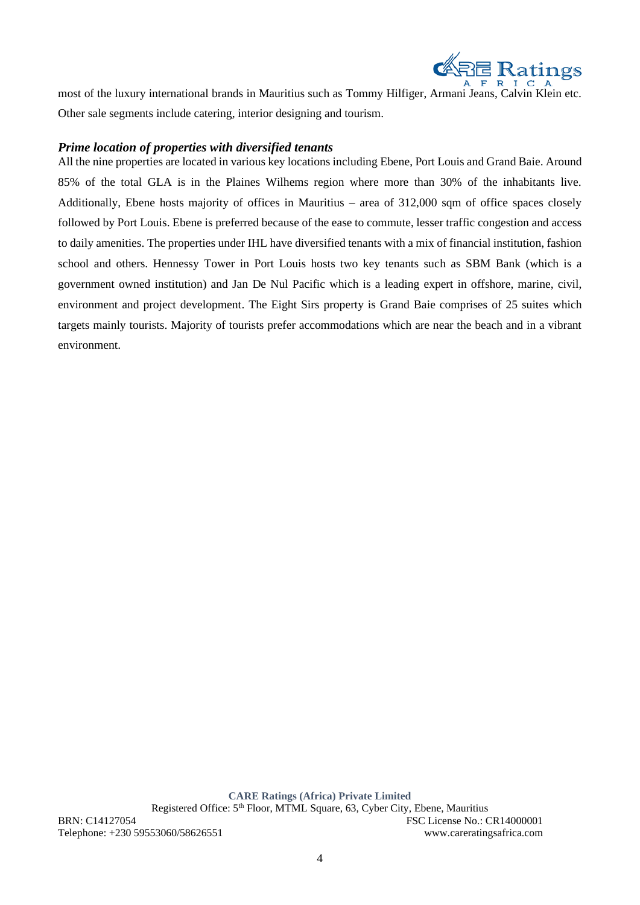most of the luxury international brands in Mauritius such as Tommy Hilfiger, Armani Jeans, Calvin Klein etc. Other sale segments include catering, interior designing and tourism.

***Prime location of properties with diversified tenants***

All the nine properties are located in various key locations including Ebene, Port Louis and Grand Baie. Around 85% of the total GLA is in the Plaines Wilhems region where more than 30% of the inhabitants live. Additionally, Ebene hosts majority of offices in Mauritius – area of 312,000 sqm of office spaces closely followed by Port Louis. Ebene is preferred because of the ease to commute, lesser traffic congestion and access to daily amenities. The properties under IHL have diversified tenants with a mix of financial institution, fashion school and others. Hennessy Tower in Port Louis hosts two key tenants such as SBM Bank (which is a government owned institution) and Jan De Nul Pacific which is a leading expert in offshore, marine, civil, environment and project development. The Eight Sirs property is Grand Baie comprises of 25 suites which targets mainly tourists. Majority of tourists prefer accommodations which are near the beach and in a vibrant environment.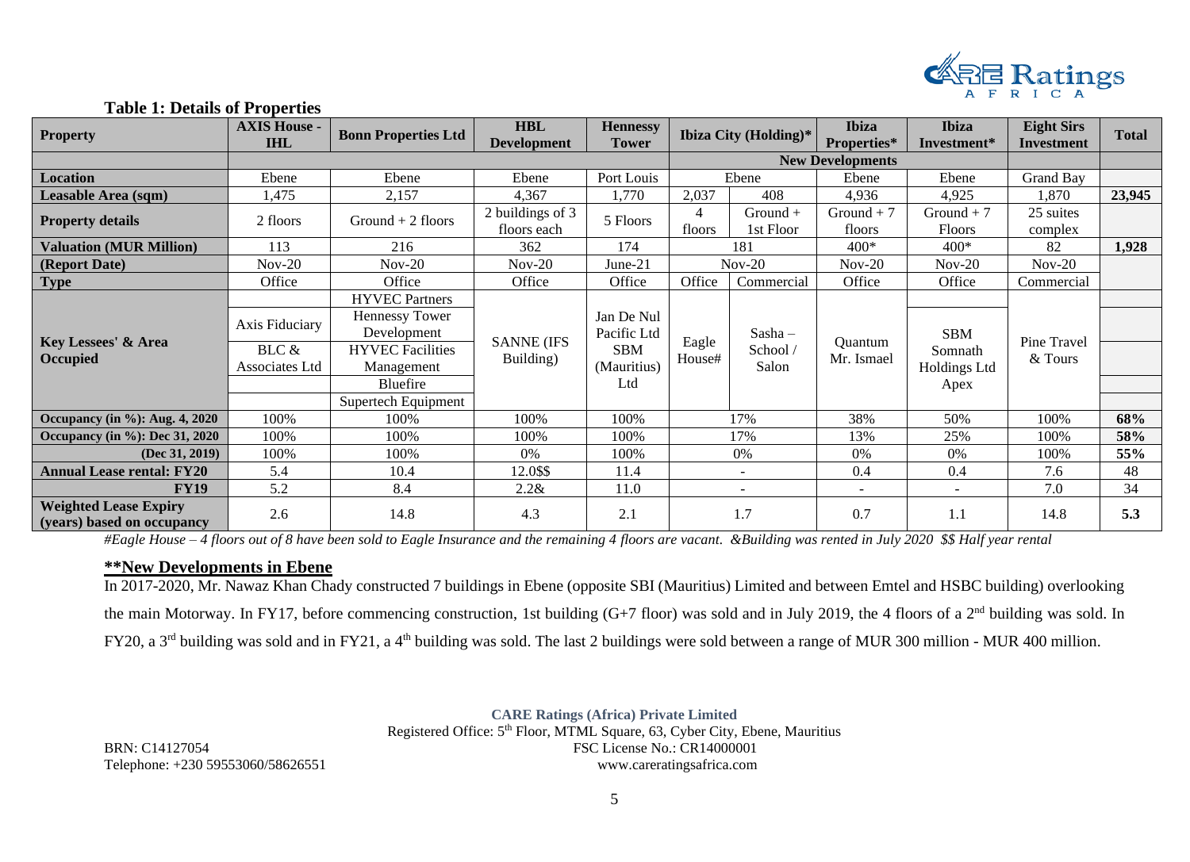**Table 1: Details of Properties**

| Property | AXIS House - IHL | Bonn Properties Ltd | HBL Development | Hennessy Tower | Ibiza City (Holding)* | | Ibiza Properties* | Ibiza Investment* | Eight Sirs Investment | Total |
|---|---|---|---|---|---|---|---|---|---|---|
| | | | | | New Developments | | | | | |
| **Location** | Ebene | Ebene | Ebene | Port Louis | Ebene | | Ebene | Ebene | Grand Bay | |
| **Leasable Area (sqm)** | 1,475 | 2,157 | 4,367 | 1,770 | 2,037 | 408 | 4,936 | 4,925 | 1,870 | **23,945** |
| **Property details** | 2 floors | Ground + 2 floors | 2 buildings of 3 floors each | 5 Floors | 4 floors | Ground + 1st Floor | Ground + 7 floors | Ground + 7 Floors | 25 suites complex | |
| **Valuation (MUR Million)** | 113 | 216 | 362 | 174 | 181 | | 400* | 400* | 82 | **1,928** |
| **(Report Date)** | Nov-20 | Nov-20 | Nov-20 | June-21 | Nov-20 | | Nov-20 | Nov-20 | Nov-20 | |
| **Type** | Office | Office | Office | Office | Office | Commercial | Office | Office | Commercial | |
| **Key Lessees' & Area Occupied** | Axis Fiduciary; BLC & Associates Ltd | HYVEC Partners; Hennessy Tower Development; HYVEC Facilities Management; Bluefire; Supertech Equipment | SANNE (IFS Building) | Jan De Nul Pacific Ltd; SBM (Mauritius) Ltd | Eagle House# | Sasha – School / Salon | Quantum Mr. Ismael | SBM Somnath Holdings Ltd Apex | Pine Travel & Tours | |
| **Occupancy (in %): Aug. 4, 2020** | 100% | 100% | 100% | 100% | 17% | | 38% | 50% | 100% | **68%** |
| **Occupancy (in %): Dec 31, 2020** | 100% | 100% | 100% | 100% | 17% | | 13% | 25% | 100% | **58%** |
| **(Dec 31, 2019)** | 100% | 100% | 0% | 100% | 0% | | 0% | 0% | 100% | **55%** |
| **Annual Lease rental: FY20** | 5.4 | 10.4 | 12.0$$ | 11.4 | - | | 0.4 | 0.4 | 7.6 | 48 |
| **FY19** | 5.2 | 8.4 | 2.2& | 11.0 | - | | - | - | 7.0 | 34 |
| **Weighted Lease Expiry (years) based on occupancy** | 2.6 | 14.8 | 4.3 | 2.1 | 1.7 | | 0.7 | 1.1 | 14.8 | **5.3** |

*#Eagle House – 4 floors out of 8 have been sold to Eagle Insurance and the remaining 4 floors are vacant. &Building was rented in July 2020 $$ Half year rental*

## **\*\*New Developments in Ebene**

In 2017-2020, Mr. Nawaz Khan Chady constructed 7 buildings in Ebene (opposite SBI (Mauritius) Limited and between Emtel and HSBC building) overlooking the main Motorway. In FY17, before commencing construction, 1st building (G+7 floor) was sold and in July 2019, the 4 floors of a 2nd building was sold. In FY20, a 3rd building was sold and in FY21, a 4th building was sold. The last 2 buildings were sold between a range of MUR 300 million - MUR 400 million.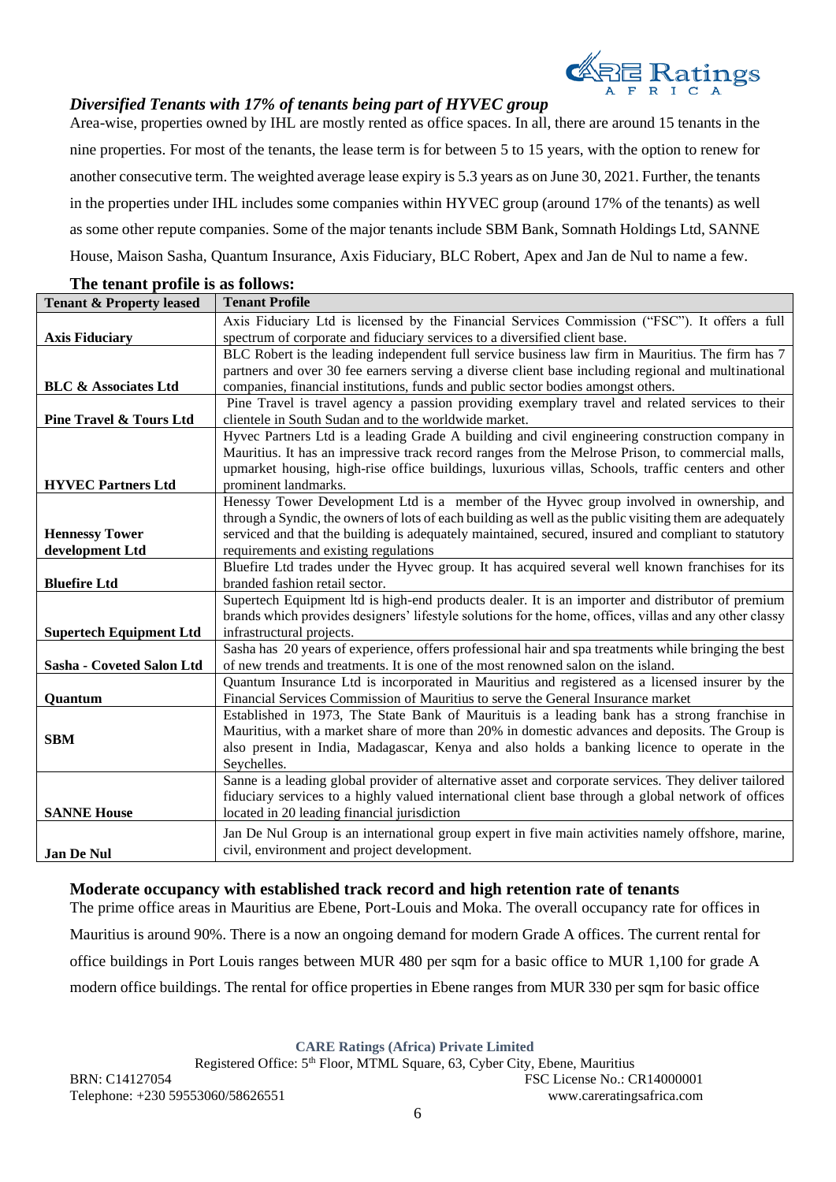### *Diversified Tenants with 17% of tenants being part of HYVEC group*

Area-wise, properties owned by IHL are mostly rented as office spaces. In all, there are around 15 tenants in the nine properties. For most of the tenants, the lease term is for between 5 to 15 years, with the option to renew for another consecutive term. The weighted average lease expiry is 5.3 years as on June 30, 2021. Further, the tenants in the properties under IHL includes some companies within HYVEC group (around 17% of the tenants) as well as some other repute companies. Some of the major tenants include SBM Bank, Somnath Holdings Ltd, SANNE House, Maison Sasha, Quantum Insurance, Axis Fiduciary, BLC Robert, Apex and Jan de Nul to name a few.

**The tenant profile is as follows:**

| Tenant & Property leased | Tenant Profile |
|---|---|
| **Axis Fiduciary** | Axis Fiduciary Ltd is licensed by the Financial Services Commission ("FSC"). It offers a full spectrum of corporate and fiduciary services to a diversified client base. |
| **BLC & Associates Ltd** | BLC Robert is the leading independent full service business law firm in Mauritius. The firm has 7 partners and over 30 fee earners serving a diverse client base including regional and multinational companies, financial institutions, funds and public sector bodies amongst others. |
| **Pine Travel & Tours Ltd** | Pine Travel is travel agency a passion providing exemplary travel and related services to their clientele in South Sudan and to the worldwide market. |
| **HYVEC Partners Ltd** | Hyvec Partners Ltd is a leading Grade A building and civil engineering construction company in Mauritius. It has an impressive track record ranges from the Melrose Prison, to commercial malls, upmarket housing, high-rise office buildings, luxurious villas, Schools, traffic centers and other prominent landmarks. |
| **Hennessy Tower development Ltd** | Henessy Tower Development Ltd is a member of the Hyvec group involved in ownership, and through a Syndic, the owners of lots of each building as well as the public visiting them are adequately serviced and that the building is adequately maintained, secured, insured and compliant to statutory requirements and existing regulations |
| **Bluefire Ltd** | Bluefire Ltd trades under the Hyvec group. It has acquired several well known franchises for its branded fashion retail sector. |
| **Supertech Equipment Ltd** | Supertech Equipment ltd is high-end products dealer. It is an importer and distributor of premium brands which provides designers' lifestyle solutions for the home, offices, villas and any other classy infrastructural projects. |
| **Sasha - Coveted Salon Ltd** | Sasha has 20 years of experience, offers professional hair and spa treatments while bringing the best of new trends and treatments. It is one of the most renowned salon on the island. |
| **Quantum** | Quantum Insurance Ltd is incorporated in Mauritius and registered as a licensed insurer by the Financial Services Commission of Mauritius to serve the General Insurance market |
| **SBM** | Established in 1973, The State Bank of Maurituis is a leading bank has a strong franchise in Mauritius, with a market share of more than 20% in domestic advances and deposits. The Group is also present in India, Madagascar, Kenya and also holds a banking licence to operate in the Seychelles. |
| **SANNE House** | Sanne is a leading global provider of alternative asset and corporate services. They deliver tailored fiduciary services to a highly valued international client base through a global network of offices located in 20 leading financial jurisdiction |
| **Jan De Nul** | Jan De Nul Group is an international group expert in five main activities namely offshore, marine, civil, environment and project development. |

### Moderate occupancy with established track record and high retention rate of tenants

The prime office areas in Mauritius are Ebene, Port-Louis and Moka. The overall occupancy rate for offices in Mauritius is around 90%. There is a now an ongoing demand for modern Grade A offices. The current rental for office buildings in Port Louis ranges between MUR 480 per sqm for a basic office to MUR 1,100 for grade A modern office buildings. The rental for office properties in Ebene ranges from MUR 330 per sqm for basic office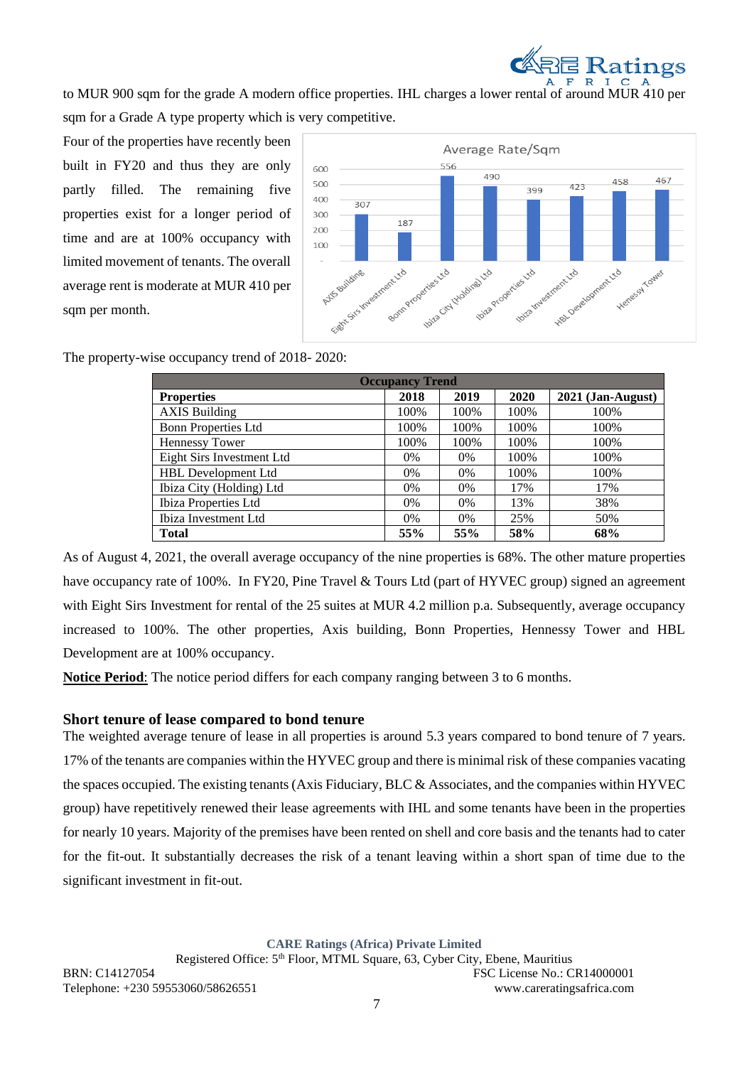to MUR 900 sqm for the grade A modern office properties. IHL charges a lower rental of around MUR 410 per sqm for a Grade A type property which is very competitive.

Four of the properties have recently been built in FY20 and thus they are only partly filled. The remaining five properties exist for a longer period of time and are at 100% occupancy with limited movement of tenants. The overall average rent is moderate at MUR 410 per sqm per month.

Average Rate/Sqm

| Property | Average Rate/Sqm |
|---|---|
| AXIS Building | 307 |
| Eight Sirs Investment Ltd | 187 |
| Bonn Properties Ltd | 556 |
| Ibiza City (Holding) Ltd | 490 |
| Ibiza Properties Ltd | 399 |
| Ibiza Investment Ltd | 423 |
| HBL Development Ltd | 458 |
| Henessy Tower | 467 |

The property-wise occupancy trend of 2018- 2020:

| Occupancy Trend | | | | |
|---|---|---|---|---|
| **Properties** | **2018** | **2019** | **2020** | **2021 (Jan-August)** |
| AXIS Building | 100% | 100% | 100% | 100% |
| Bonn Properties Ltd | 100% | 100% | 100% | 100% |
| Hennessy Tower | 100% | 100% | 100% | 100% |
| Eight Sirs Investment Ltd | 0% | 0% | 100% | 100% |
| HBL Development Ltd | 0% | 0% | 100% | 100% |
| Ibiza City (Holding) Ltd | 0% | 0% | 17% | 17% |
| Ibiza Properties Ltd | 0% | 0% | 13% | 38% |
| Ibiza Investment Ltd | 0% | 0% | 25% | 50% |
| **Total** | **55%** | **55%** | **58%** | **68%** |

As of August 4, 2021, the overall average occupancy of the nine properties is 68%. The other mature properties have occupancy rate of 100%. In FY20, Pine Travel & Tours Ltd (part of HYVEC group) signed an agreement with Eight Sirs Investment for rental of the 25 suites at MUR 4.2 million p.a. Subsequently, average occupancy increased to 100%. The other properties, Axis building, Bonn Properties, Hennessy Tower and HBL Development are at 100% occupancy.

**Notice Period**: The notice period differs for each company ranging between 3 to 6 months.

### Short tenure of lease compared to bond tenure

The weighted average tenure of lease in all properties is around 5.3 years compared to bond tenure of 7 years. 17% of the tenants are companies within the HYVEC group and there is minimal risk of these companies vacating the spaces occupied. The existing tenants (Axis Fiduciary, BLC & Associates, and the companies within HYVEC group) have repetitively renewed their lease agreements with IHL and some tenants have been in the properties for nearly 10 years. Majority of the premises have been rented on shell and core basis and the tenants had to cater for the fit-out. It substantially decreases the risk of a tenant leaving within a short span of time due to the significant investment in fit-out.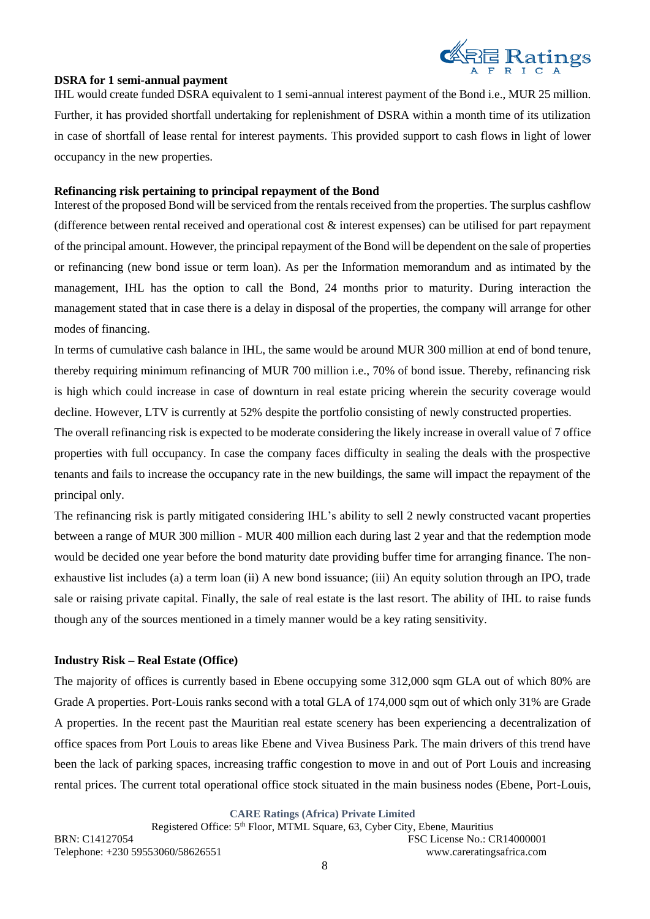**DSRA for 1 semi-annual payment**

IHL would create funded DSRA equivalent to 1 semi-annual interest payment of the Bond i.e., MUR 25 million. Further, it has provided shortfall undertaking for replenishment of DSRA within a month time of its utilization in case of shortfall of lease rental for interest payments. This provided support to cash flows in light of lower occupancy in the new properties.

**Refinancing risk pertaining to principal repayment of the Bond**

Interest of the proposed Bond will be serviced from the rentals received from the properties. The surplus cashflow (difference between rental received and operational cost & interest expenses) can be utilised for part repayment of the principal amount. However, the principal repayment of the Bond will be dependent on the sale of properties or refinancing (new bond issue or term loan). As per the Information memorandum and as intimated by the management, IHL has the option to call the Bond, 24 months prior to maturity. During interaction the management stated that in case there is a delay in disposal of the properties, the company will arrange for other modes of financing.

In terms of cumulative cash balance in IHL, the same would be around MUR 300 million at end of bond tenure, thereby requiring minimum refinancing of MUR 700 million i.e., 70% of bond issue. Thereby, refinancing risk is high which could increase in case of downturn in real estate pricing wherein the security coverage would decline. However, LTV is currently at 52% despite the portfolio consisting of newly constructed properties.

The overall refinancing risk is expected to be moderate considering the likely increase in overall value of 7 office properties with full occupancy. In case the company faces difficulty in sealing the deals with the prospective tenants and fails to increase the occupancy rate in the new buildings, the same will impact the repayment of the principal only.

The refinancing risk is partly mitigated considering IHL's ability to sell 2 newly constructed vacant properties between a range of MUR 300 million - MUR 400 million each during last 2 year and that the redemption mode would be decided one year before the bond maturity date providing buffer time for arranging finance. The non-exhaustive list includes (a) a term loan (ii) A new bond issuance; (iii) An equity solution through an IPO, trade sale or raising private capital. Finally, the sale of real estate is the last resort. The ability of IHL to raise funds though any of the sources mentioned in a timely manner would be a key rating sensitivity.

**Industry Risk – Real Estate (Office)**

The majority of offices is currently based in Ebene occupying some 312,000 sqm GLA out of which 80% are Grade A properties. Port-Louis ranks second with a total GLA of 174,000 sqm out of which only 31% are Grade A properties. In the recent past the Mauritian real estate scenery has been experiencing a decentralization of office spaces from Port Louis to areas like Ebene and Vivea Business Park. The main drivers of this trend have been the lack of parking spaces, increasing traffic congestion to move in and out of Port Louis and increasing rental prices. The current total operational office stock situated in the main business nodes (Ebene, Port-Louis,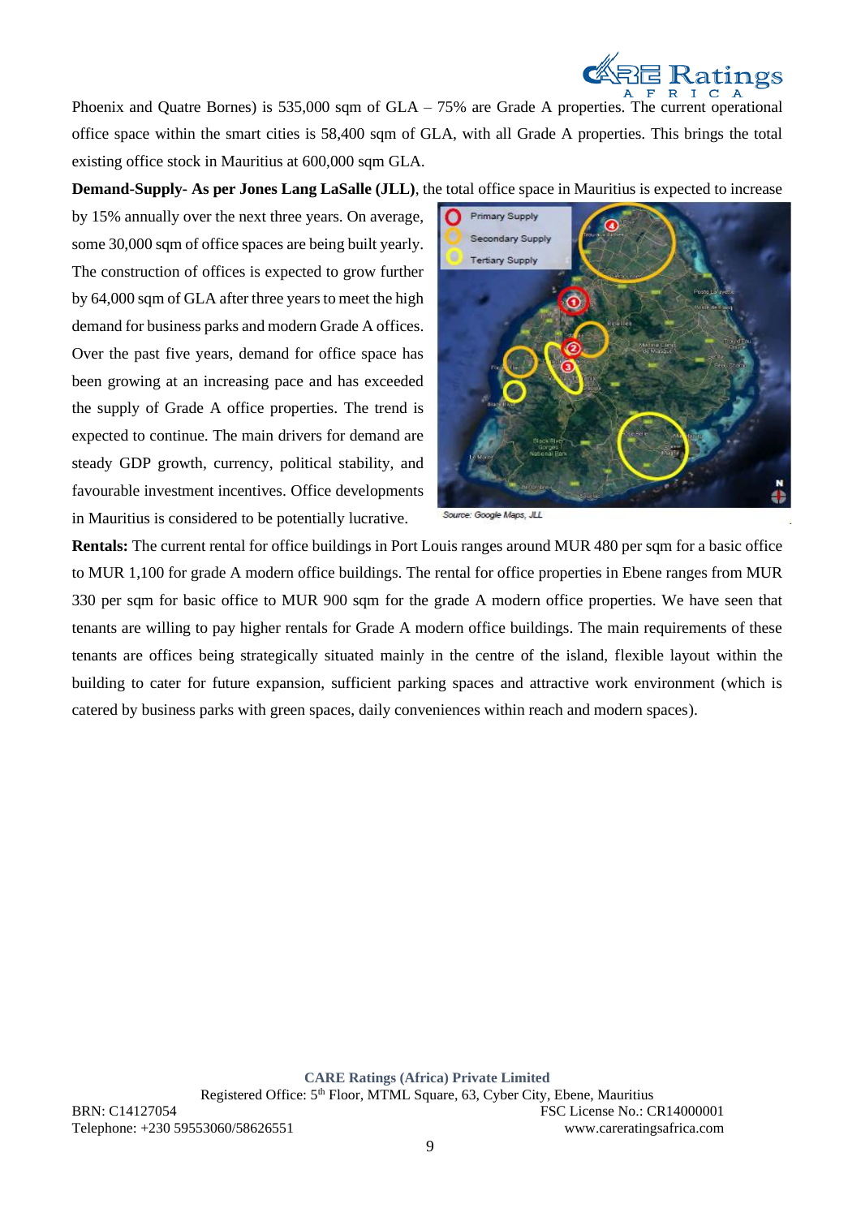Phoenix and Quatre Bornes) is 535,000 sqm of GLA – 75% are Grade A properties. The current operational office space within the smart cities is 58,400 sqm of GLA, with all Grade A properties. This brings the total existing office stock in Mauritius at 600,000 sqm GLA.

**Demand-Supply- As per Jones Lang LaSalle (JLL)**, the total office space in Mauritius is expected to increase by 15% annually over the next three years. On average, some 30,000 sqm of office spaces are being built yearly. The construction of offices is expected to grow further by 64,000 sqm of GLA after three years to meet the high demand for business parks and modern Grade A offices. Over the past five years, demand for office space has been growing at an increasing pace and has exceeded the supply of Grade A office properties. The trend is expected to continue. The main drivers for demand are steady GDP growth, currency, political stability, and favourable investment incentives. Office developments in Mauritius is considered to be potentially lucrative.

Source: Google Maps, JLL

**Rentals:** The current rental for office buildings in Port Louis ranges around MUR 480 per sqm for a basic office to MUR 1,100 for grade A modern office buildings. The rental for office properties in Ebene ranges from MUR 330 per sqm for basic office to MUR 900 sqm for the grade A modern office properties. We have seen that tenants are willing to pay higher rentals for Grade A modern office buildings. The main requirements of these tenants are offices being strategically situated mainly in the centre of the island, flexible layout within the building to cater for future expansion, sufficient parking spaces and attractive work environment (which is catered by business parks with green spaces, daily conveniences within reach and modern spaces).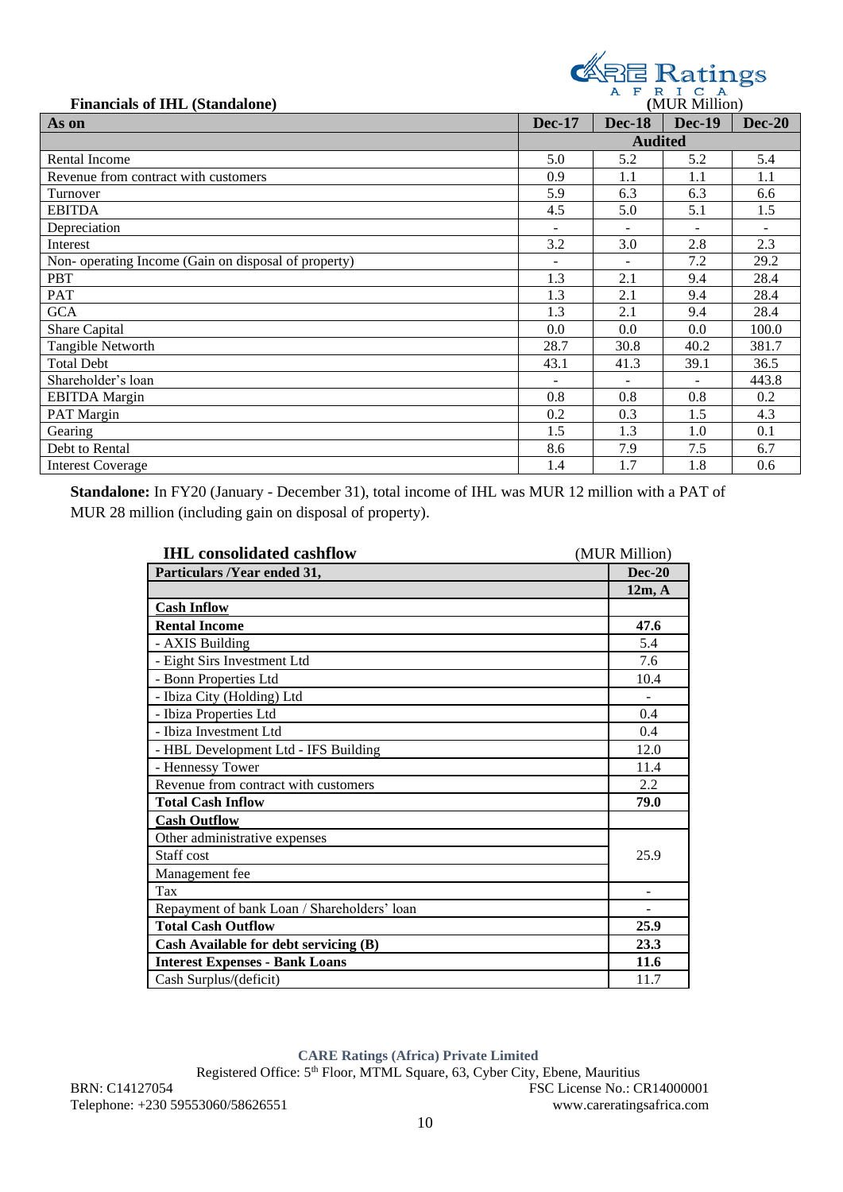**Financials of IHL (Standalone)**

(MUR Million)

| As on | Dec-17 | Dec-18 | Dec-19 | Dec-20 |
|---|---|---|---|---|
| | Audited | | | |
| Rental Income | 5.0 | 5.2 | 5.2 | 5.4 |
| Revenue from contract with customers | 0.9 | 1.1 | 1.1 | 1.1 |
| Turnover | 5.9 | 6.3 | 6.3 | 6.6 |
| EBITDA | 4.5 | 5.0 | 5.1 | 1.5 |
| Depreciation | - | - | - | - |
| Interest | 3.2 | 3.0 | 2.8 | 2.3 |
| Non- operating Income (Gain on disposal of property) | - | - | 7.2 | 29.2 |
| PBT | 1.3 | 2.1 | 9.4 | 28.4 |
| PAT | 1.3 | 2.1 | 9.4 | 28.4 |
| GCA | 1.3 | 2.1 | 9.4 | 28.4 |
| Share Capital | 0.0 | 0.0 | 0.0 | 100.0 |
| Tangible Networth | 28.7 | 30.8 | 40.2 | 381.7 |
| Total Debt | 43.1 | 41.3 | 39.1 | 36.5 |
| Shareholder's loan | - | - | - | 443.8 |
| EBITDA Margin | 0.8 | 0.8 | 0.8 | 0.2 |
| PAT Margin | 0.2 | 0.3 | 1.5 | 4.3 |
| Gearing | 1.5 | 1.3 | 1.0 | 0.1 |
| Debt to Rental | 8.6 | 7.9 | 7.5 | 6.7 |
| Interest Coverage | 1.4 | 1.7 | 1.8 | 0.6 |

**Standalone:** In FY20 (January - December 31), total income of IHL was MUR 12 million with a PAT of MUR 28 million (including gain on disposal of property).

**IHL consolidated cashflow** (MUR Million)

| Particulars /Year ended 31, | Dec-20 |
|---|---|
| | 12m, A |
| **Cash Inflow** | |
| **Rental Income** | **47.6** |
| - AXIS Building | 5.4 |
| - Eight Sirs Investment Ltd | 7.6 |
| - Bonn Properties Ltd | 10.4 |
| - Ibiza City (Holding) Ltd | - |
| - Ibiza Properties Ltd | 0.4 |
| - Ibiza Investment Ltd | 0.4 |
| - HBL Development Ltd - IFS Building | 12.0 |
| - Hennessy Tower | 11.4 |
| Revenue from contract with customers | 2.2 |
| **Total Cash Inflow** | **79.0** |
| **Cash Outflow** | |
| Other administrative expenses | 25.9 |
| Staff cost | |
| Management fee | |
| Tax | - |
| Repayment of bank Loan / Shareholders' loan | - |
| **Total Cash Outflow** | **25.9** |
| **Cash Available for debt servicing (B)** | **23.3** |
| **Interest Expenses - Bank Loans** | **11.6** |
| Cash Surplus/(deficit) | 11.7 |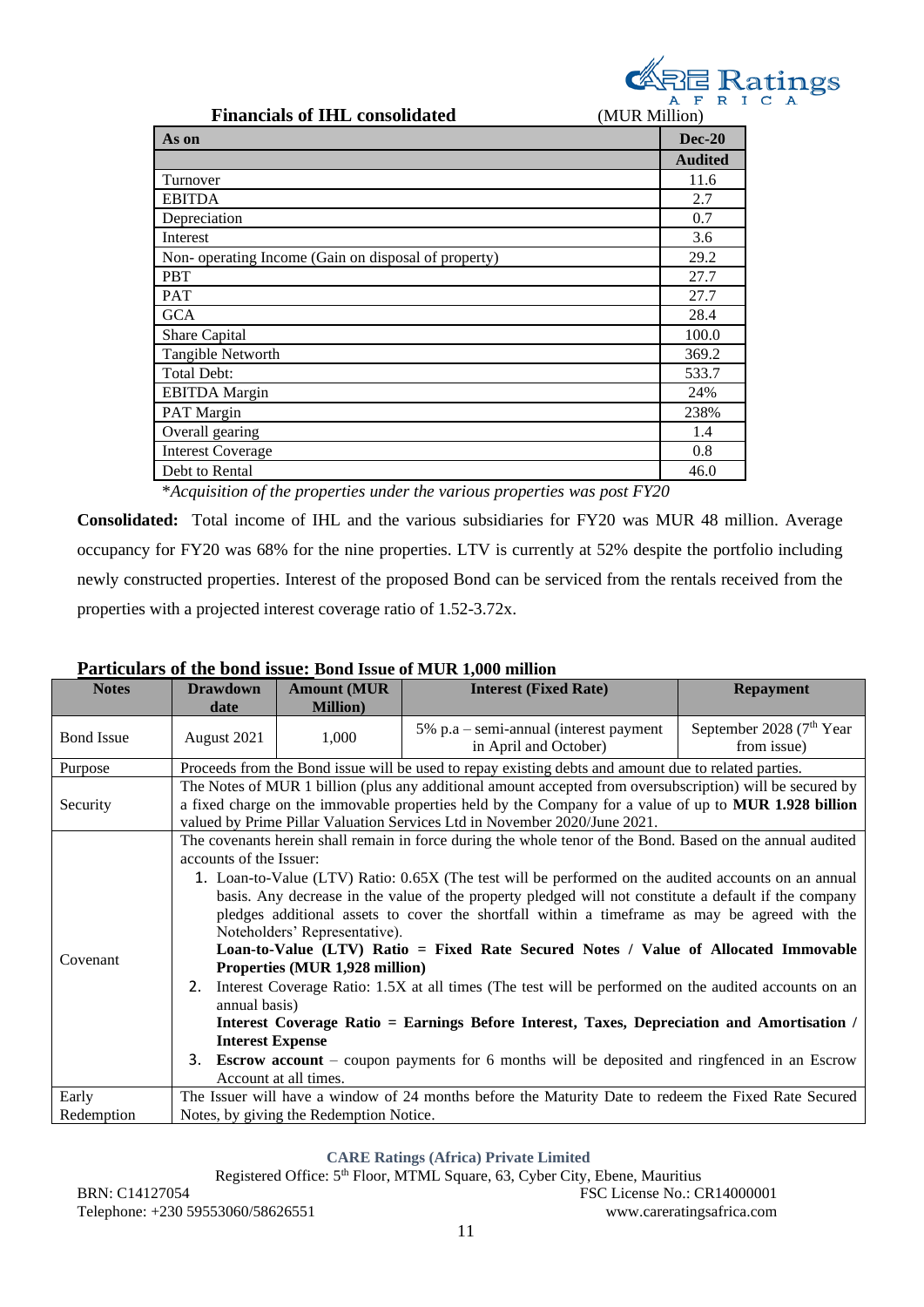**Financials of IHL consolidated** (MUR Million)

| As on | Dec-20 |
|---|---|
| | **Audited** |
| Turnover | 11.6 |
| EBITDA | 2.7 |
| Depreciation | 0.7 |
| Interest | 3.6 |
| Non- operating Income (Gain on disposal of property) | 29.2 |
| PBT | 27.7 |
| PAT | 27.7 |
| GCA | 28.4 |
| Share Capital | 100.0 |
| Tangible Networth | 369.2 |
| Total Debt: | 533.7 |
| EBITDA Margin | 24% |
| PAT Margin | 238% |
| Overall gearing | 1.4 |
| Interest Coverage | 0.8 |
| Debt to Rental | 46.0 |

*\*Acquisition of the properties under the various properties was post FY20*

**Consolidated:** Total income of IHL and the various subsidiaries for FY20 was MUR 48 million. Average occupancy for FY20 was 68% for the nine properties. LTV is currently at 52% despite the portfolio including newly constructed properties. Interest of the proposed Bond can be serviced from the rentals received from the properties with a projected interest coverage ratio of 1.52-3.72x.

**Particulars of the bond issue: Bond Issue of MUR 1,000 million**

| Notes | Drawdown date | Amount (MUR Million) | Interest (Fixed Rate) | Repayment |
|---|---|---|---|---|
| Bond Issue | August 2021 | 1,000 | 5% p.a – semi-annual (interest payment in April and October) | September 2028 (7th Year from issue) |
| Purpose | Proceeds from the Bond issue will be used to repay existing debts and amount due to related parties. | | | |
| Security | The Notes of MUR 1 billion (plus any additional amount accepted from oversubscription) will be secured by a fixed charge on the immovable properties held by the Company for a value of up to **MUR 1.928 billion** valued by Prime Pillar Valuation Services Ltd in November 2020/June 2021. | | | |
| Covenant | The covenants herein shall remain in force during the whole tenor of the Bond. Based on the annual audited accounts of the Issuer:<br>1. Loan-to-Value (LTV) Ratio: 0.65X (The test will be performed on the audited accounts on an annual basis. Any decrease in the value of the property pledged will not constitute a default if the company pledges additional assets to cover the shortfall within a timeframe as may be agreed with the Noteholders' Representative).<br>**Loan-to-Value (LTV) Ratio = Fixed Rate Secured Notes / Value of Allocated Immovable Properties (MUR 1,928 million)**<br>2. Interest Coverage Ratio: 1.5X at all times (The test will be performed on the audited accounts on an annual basis)<br>**Interest Coverage Ratio = Earnings Before Interest, Taxes, Depreciation and Amortisation / Interest Expense**<br>3. **Escrow account** – coupon payments for 6 months will be deposited and ringfenced in an Escrow Account at all times. | | | |
| Early Redemption | The Issuer will have a window of 24 months before the Maturity Date to redeem the Fixed Rate Secured Notes, by giving the Redemption Notice. | | | |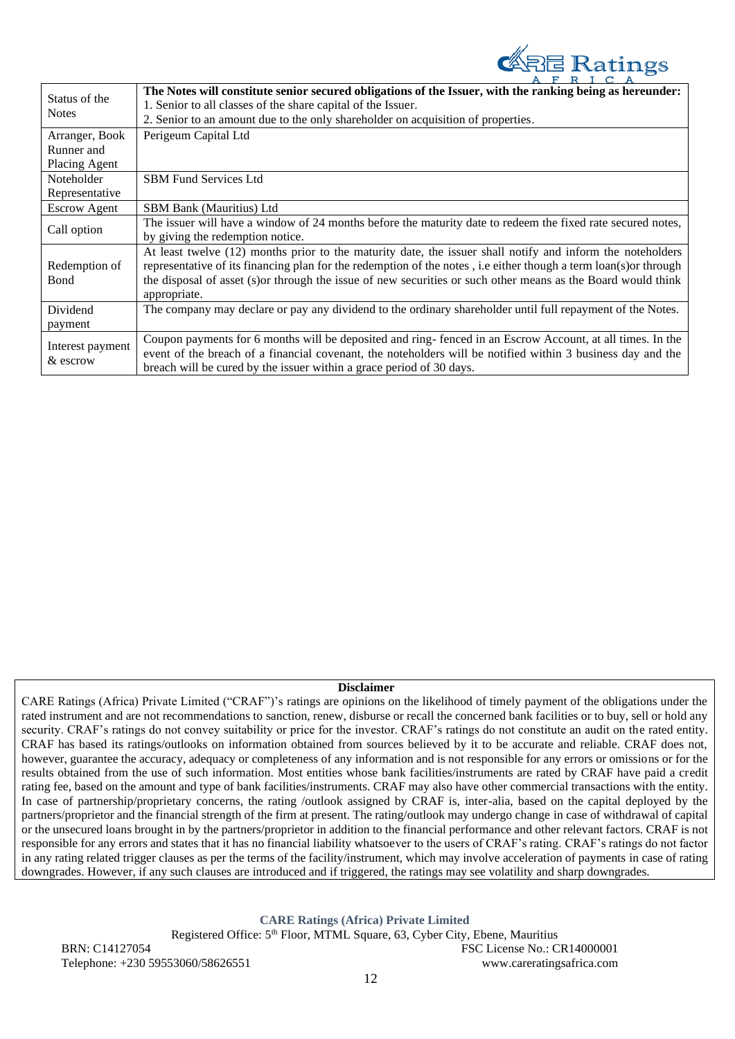| | |
|---|---|
| Status of the Notes | **The Notes will constitute senior secured obligations of the Issuer, with the ranking being as hereunder:** 1. Senior to all classes of the share capital of the Issuer. 2. Senior to an amount due to the only shareholder on acquisition of properties. |
| Arranger, Book Runner and Placing Agent | Perigeum Capital Ltd |
| Noteholder Representative | SBM Fund Services Ltd |
| Escrow Agent | SBM Bank (Mauritius) Ltd |
| Call option | The issuer will have a window of 24 months before the maturity date to redeem the fixed rate secured notes, by giving the redemption notice. |
| Redemption of Bond | At least twelve (12) months prior to the maturity date, the issuer shall notify and inform the noteholders representative of its financing plan for the redemption of the notes , i.e either though a term loan(s)or through the disposal of asset (s)or through the issue of new securities or such other means as the Board would think appropriate. |
| Dividend payment | The company may declare or pay any dividend to the ordinary shareholder until full repayment of the Notes. |
| Interest payment & escrow | Coupon payments for 6 months will be deposited and ring- fenced in an Escrow Account, at all times. In the event of the breach of a financial covenant, the noteholders will be notified within 3 business day and the breach will be cured by the issuer within a grace period of 30 days. |

**Disclaimer**

CARE Ratings (Africa) Private Limited ("CRAF")'s ratings are opinions on the likelihood of timely payment of the obligations under the rated instrument and are not recommendations to sanction, renew, disburse or recall the concerned bank facilities or to buy, sell or hold any security. CRAF's ratings do not convey suitability or price for the investor. CRAF's ratings do not constitute an audit on the rated entity. CRAF has based its ratings/outlooks on information obtained from sources believed by it to be accurate and reliable. CRAF does not, however, guarantee the accuracy, adequacy or completeness of any information and is not responsible for any errors or omissions or for the results obtained from the use of such information. Most entities whose bank facilities/instruments are rated by CRAF have paid a credit rating fee, based on the amount and type of bank facilities/instruments. CRAF may also have other commercial transactions with the entity. In case of partnership/proprietary concerns, the rating /outlook assigned by CRAF is, inter-alia, based on the capital deployed by the partners/proprietor and the financial strength of the firm at present. The rating/outlook may undergo change in case of withdrawal of capital or the unsecured loans brought in by the partners/proprietor in addition to the financial performance and other relevant factors. CRAF is not responsible for any errors and states that it has no financial liability whatsoever to the users of CRAF's rating. CRAF's ratings do not factor in any rating related trigger clauses as per the terms of the facility/instrument, which may involve acceleration of payments in case of rating downgrades. However, if any such clauses are introduced and if triggered, the ratings may see volatility and sharp downgrades.